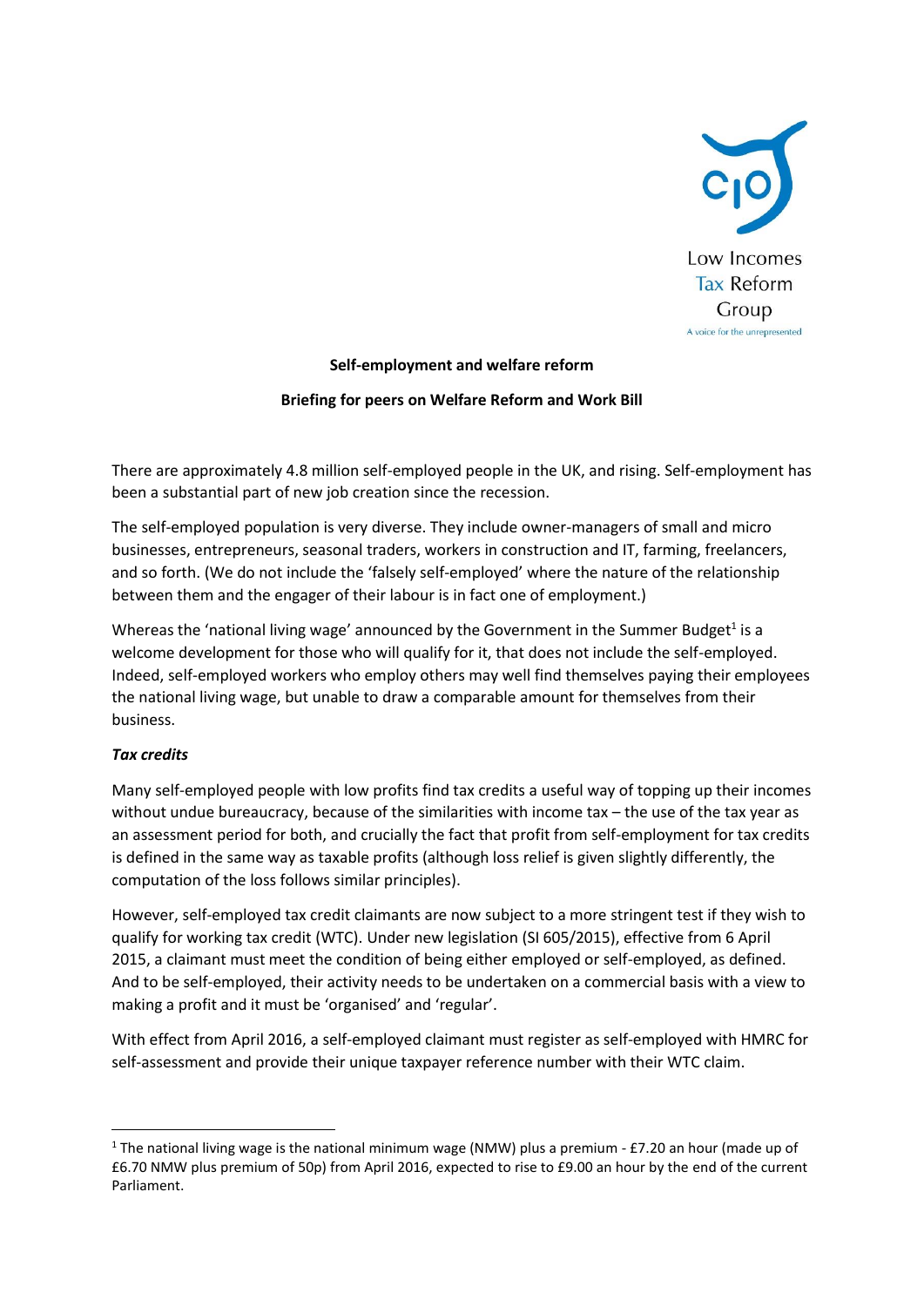Low Incomes Tax Reform Group

A voice for the unrepresented

**Self-employment and welfare reform**

**Briefing for peers on Welfare Reform and Work Bill**

There are approximately 4.8 million self-employed people in the UK, and rising. Self-employment has been a substantial part of new job creation since the recession.

The self-employed population is very diverse. They include owner-managers of small and micro businesses, entrepreneurs, seasonal traders, workers in construction and IT, farming, freelancers, and so forth. (We do not include the 'falsely self-employed' where the nature of the relationship between them and the engager of their labour is in fact one of employment.)

Whereas the 'national living wage' announced by the Government in the Summer Budget[1] is a welcome development for those who will qualify for it, that does not include the self-employed. Indeed, self-employed workers who employ others may well find themselves paying their employees the national living wage, but unable to draw a comparable amount for themselves from their business.

***Tax credits***

Many self-employed people with low profits find tax credits a useful way of topping up their incomes without undue bureaucracy, because of the similarities with income tax – the use of the tax year as an assessment period for both, and crucially the fact that profit from self-employment for tax credits is defined in the same way as taxable profits (although loss relief is given slightly differently, the computation of the loss follows similar principles).

However, self-employed tax credit claimants are now subject to a more stringent test if they wish to qualify for working tax credit (WTC). Under new legislation (SI 605/2015), effective from 6 April 2015, a claimant must meet the condition of being either employed or self-employed, as defined. And to be self-employed, their activity needs to be undertaken on a commercial basis with a view to making a profit and it must be 'organised' and 'regular'.

With effect from April 2016, a self-employed claimant must register as self-employed with HMRC for self-assessment and provide their unique taxpayer reference number with their WTC claim.

[1] The national living wage is the national minimum wage (NMW) plus a premium - £7.20 an hour (made up of £6.70 NMW plus premium of 50p) from April 2016, expected to rise to £9.00 an hour by the end of the current Parliament.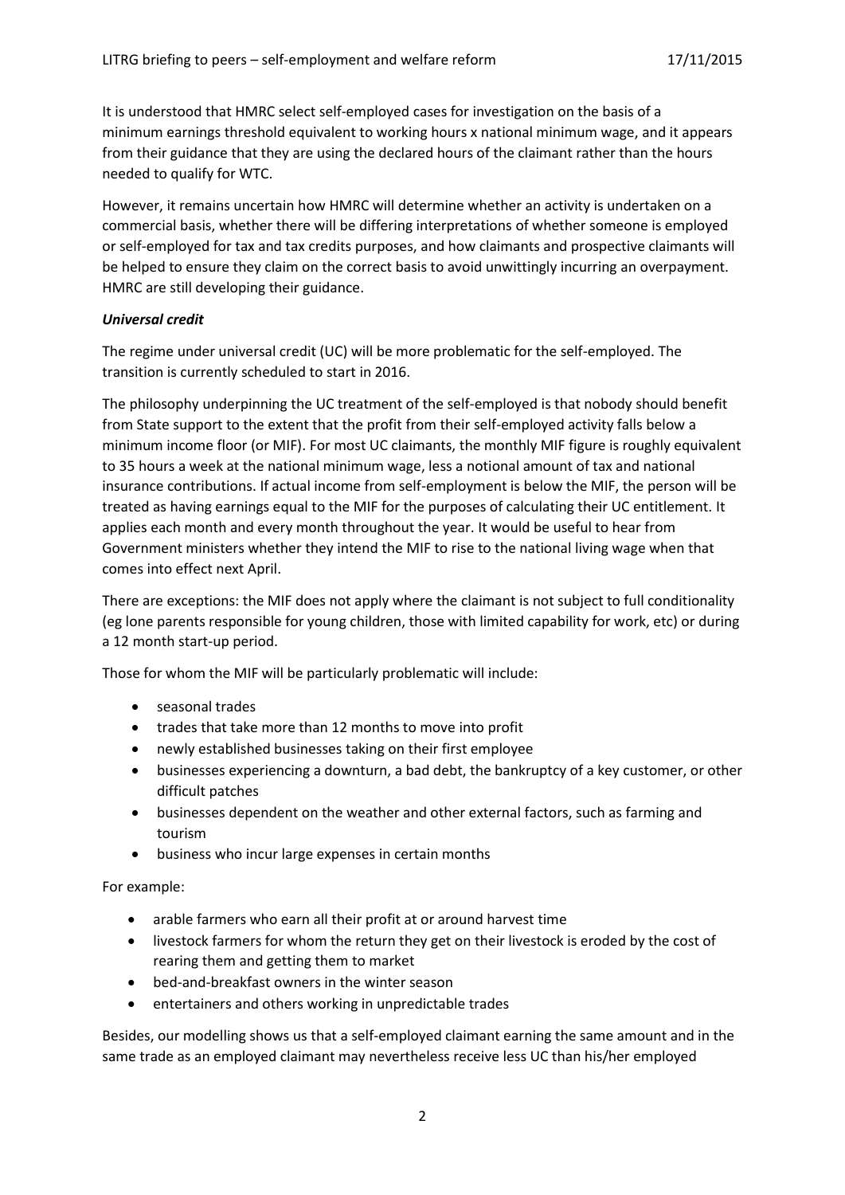It is understood that HMRC select self-employed cases for investigation on the basis of a minimum earnings threshold equivalent to working hours x national minimum wage, and it appears from their guidance that they are using the declared hours of the claimant rather than the hours needed to qualify for WTC.

However, it remains uncertain how HMRC will determine whether an activity is undertaken on a commercial basis, whether there will be differing interpretations of whether someone is employed or self-employed for tax and tax credits purposes, and how claimants and prospective claimants will be helped to ensure they claim on the correct basis to avoid unwittingly incurring an overpayment. HMRC are still developing their guidance.

***Universal credit***

The regime under universal credit (UC) will be more problematic for the self-employed. The transition is currently scheduled to start in 2016.

The philosophy underpinning the UC treatment of the self-employed is that nobody should benefit from State support to the extent that the profit from their self-employed activity falls below a minimum income floor (or MIF). For most UC claimants, the monthly MIF figure is roughly equivalent to 35 hours a week at the national minimum wage, less a notional amount of tax and national insurance contributions. If actual income from self-employment is below the MIF, the person will be treated as having earnings equal to the MIF for the purposes of calculating their UC entitlement. It applies each month and every month throughout the year. It would be useful to hear from Government ministers whether they intend the MIF to rise to the national living wage when that comes into effect next April.

There are exceptions: the MIF does not apply where the claimant is not subject to full conditionality (eg lone parents responsible for young children, those with limited capability for work, etc) or during a 12 month start-up period.

Those for whom the MIF will be particularly problematic will include:

- seasonal trades
- trades that take more than 12 months to move into profit
- newly established businesses taking on their first employee
- businesses experiencing a downturn, a bad debt, the bankruptcy of a key customer, or other difficult patches
- businesses dependent on the weather and other external factors, such as farming and tourism
- business who incur large expenses in certain months

For example:

- arable farmers who earn all their profit at or around harvest time
- livestock farmers for whom the return they get on their livestock is eroded by the cost of rearing them and getting them to market
- bed-and-breakfast owners in the winter season
- entertainers and others working in unpredictable trades

Besides, our modelling shows us that a self-employed claimant earning the same amount and in the same trade as an employed claimant may nevertheless receive less UC than his/her employed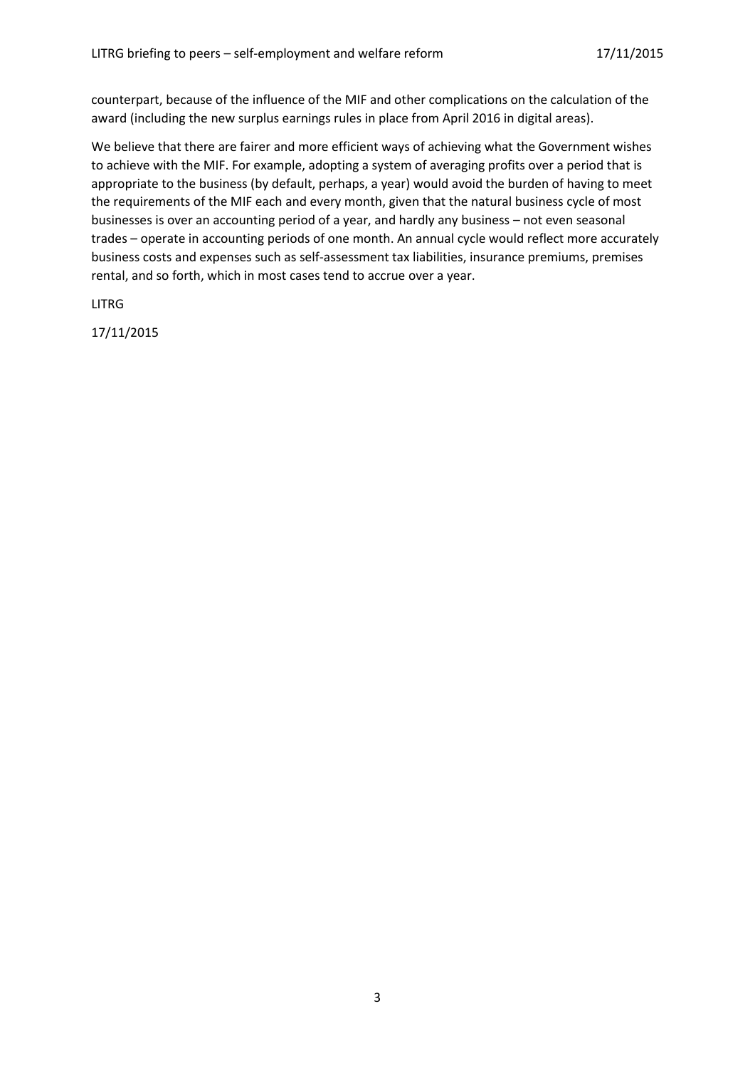counterpart, because of the influence of the MIF and other complications on the calculation of the award (including the new surplus earnings rules in place from April 2016 in digital areas).

We believe that there are fairer and more efficient ways of achieving what the Government wishes to achieve with the MIF. For example, adopting a system of averaging profits over a period that is appropriate to the business (by default, perhaps, a year) would avoid the burden of having to meet the requirements of the MIF each and every month, given that the natural business cycle of most businesses is over an accounting period of a year, and hardly any business – not even seasonal trades – operate in accounting periods of one month. An annual cycle would reflect more accurately business costs and expenses such as self-assessment tax liabilities, insurance premiums, premises rental, and so forth, which in most cases tend to accrue over a year.

LITRG

17/11/2015